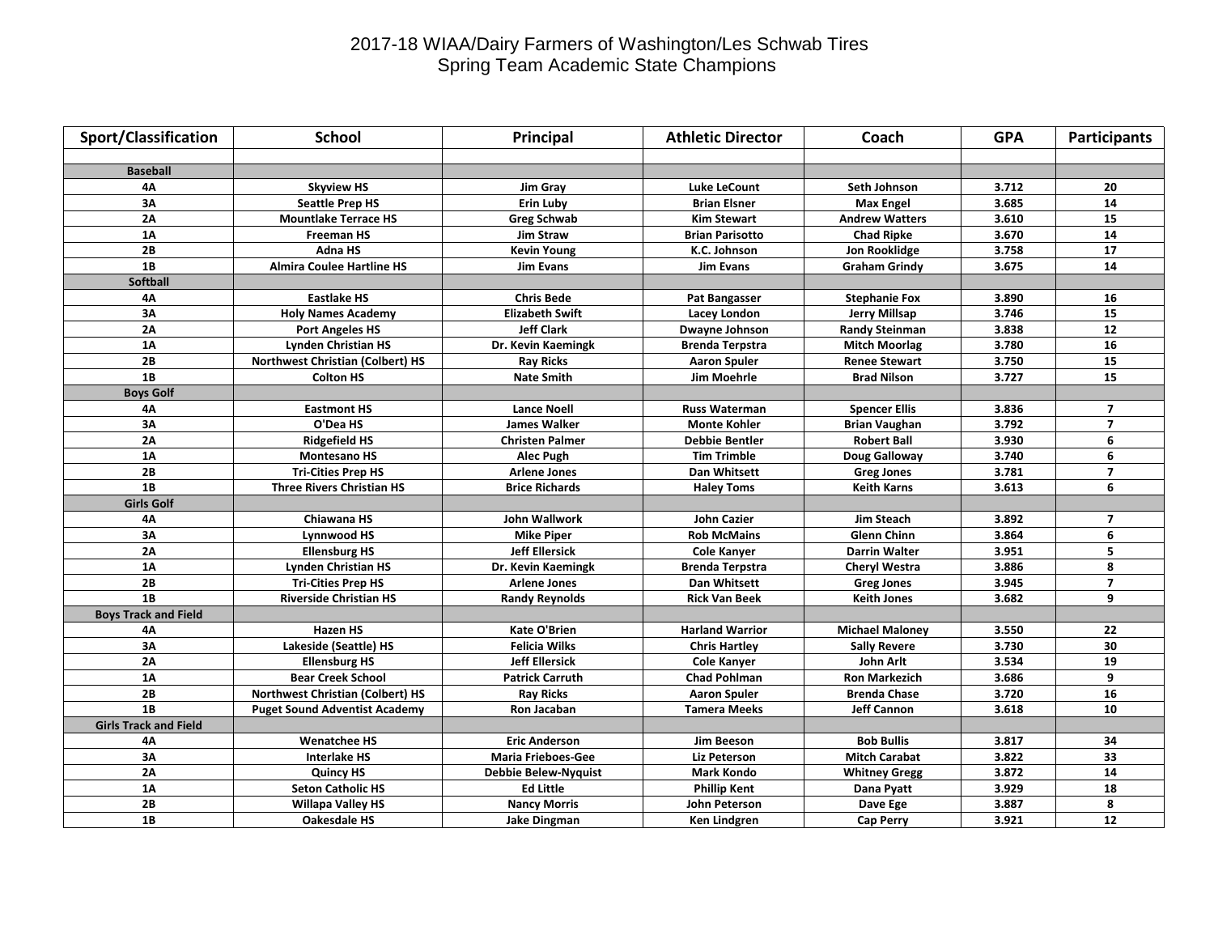# 2017-18 WIAA/Dairy Farmers of Washington/Les Schwab Tires
## Spring Team Academic State Champions

| Sport/Classification | School | Principal | Athletic Director | Coach | GPA | Participants |
|---|---|---|---|---|---|---|
| | | | | | | |
| **Baseball** | | | | | | |
| 4A | Skyview HS | Jim Gray | Luke LeCount | Seth Johnson | 3.712 | 20 |
| 3A | Seattle Prep HS | Erin Luby | Brian Elsner | Max Engel | 3.685 | 14 |
| 2A | Mountlake Terrace HS | Greg Schwab | Kim Stewart | Andrew Watters | 3.610 | 15 |
| 1A | Freeman HS | Jim Straw | Brian Parisotto | Chad Ripke | 3.670 | 14 |
| 2B | Adna HS | Kevin Young | K.C. Johnson | Jon Rooklidge | 3.758 | 17 |
| 1B | Almira Coulee Hartline HS | Jim Evans | Jim Evans | Graham Grindy | 3.675 | 14 |
| **Softball** | | | | | | |
| 4A | Eastlake HS | Chris Bede | Pat Bangasser | Stephanie Fox | 3.890 | 16 |
| 3A | Holy Names Academy | Elizabeth Swift | Lacey London | Jerry Millsap | 3.746 | 15 |
| 2A | Port Angeles HS | Jeff Clark | Dwayne Johnson | Randy Steinman | 3.838 | 12 |
| 1A | Lynden Christian HS | Dr. Kevin Kaemingk | Brenda Terpstra | Mitch Moorlag | 3.780 | 16 |
| 2B | Northwest Christian (Colbert) HS | Ray Ricks | Aaron Spuler | Renee Stewart | 3.750 | 15 |
| 1B | Colton HS | Nate Smith | Jim Moehrle | Brad Nilson | 3.727 | 15 |
| **Boys Golf** | | | | | | |
| 4A | Eastmont HS | Lance Noell | Russ Waterman | Spencer Ellis | 3.836 | 7 |
| 3A | O'Dea HS | James Walker | Monte Kohler | Brian Vaughan | 3.792 | 7 |
| 2A | Ridgefield HS | Christen Palmer | Debbie Bentler | Robert Ball | 3.930 | 6 |
| 1A | Montesano HS | Alec Pugh | Tim Trimble | Doug Galloway | 3.740 | 6 |
| 2B | Tri-Cities Prep HS | Arlene Jones | Dan Whitsett | Greg Jones | 3.781 | 7 |
| 1B | Three Rivers Christian HS | Brice Richards | Haley Toms | Keith Karns | 3.613 | 6 |
| **Girls Golf** | | | | | | |
| 4A | Chiawana HS | John Wallwork | John Cazier | Jim Steach | 3.892 | 7 |
| 3A | Lynnwood HS | Mike Piper | Rob McMains | Glenn Chinn | 3.864 | 6 |
| 2A | Ellensburg HS | Jeff Ellersick | Cole Kanyer | Darrin Walter | 3.951 | 5 |
| 1A | Lynden Christian HS | Dr. Kevin Kaemingk | Brenda Terpstra | Cheryl Westra | 3.886 | 8 |
| 2B | Tri-Cities Prep HS | Arlene Jones | Dan Whitsett | Greg Jones | 3.945 | 7 |
| 1B | Riverside Christian HS | Randy Reynolds | Rick Van Beek | Keith Jones | 3.682 | 9 |
| **Boys Track and Field** | | | | | | |
| 4A | Hazen HS | Kate O'Brien | Harland Warrior | Michael Maloney | 3.550 | 22 |
| 3A | Lakeside (Seattle) HS | Felicia Wilks | Chris Hartley | Sally Revere | 3.730 | 30 |
| 2A | Ellensburg HS | Jeff Ellersick | Cole Kanyer | John Arlt | 3.534 | 19 |
| 1A | Bear Creek School | Patrick Carruth | Chad Pohlman | Ron Markezich | 3.686 | 9 |
| 2B | Northwest Christian (Colbert) HS | Ray Ricks | Aaron Spuler | Brenda Chase | 3.720 | 16 |
| 1B | Puget Sound Adventist Academy | Ron Jacaban | Tamera Meeks | Jeff Cannon | 3.618 | 10 |
| **Girls Track and Field** | | | | | | |
| 4A | Wenatchee HS | Eric Anderson | Jim Beeson | Bob Bullis | 3.817 | 34 |
| 3A | Interlake HS | Maria Frieboes-Gee | Liz Peterson | Mitch Carabat | 3.822 | 33 |
| 2A | Quincy HS | Debbie Belew-Nyquist | Mark Kondo | Whitney Gregg | 3.872 | 14 |
| 1A | Seton Catholic HS | Ed Little | Phillip Kent | Dana Pyatt | 3.929 | 18 |
| 2B | Willapa Valley HS | Nancy Morris | John Peterson | Dave Ege | 3.887 | 8 |
| 1B | Oakesdale HS | Jake Dingman | Ken Lindgren | Cap Perry | 3.921 | 12 |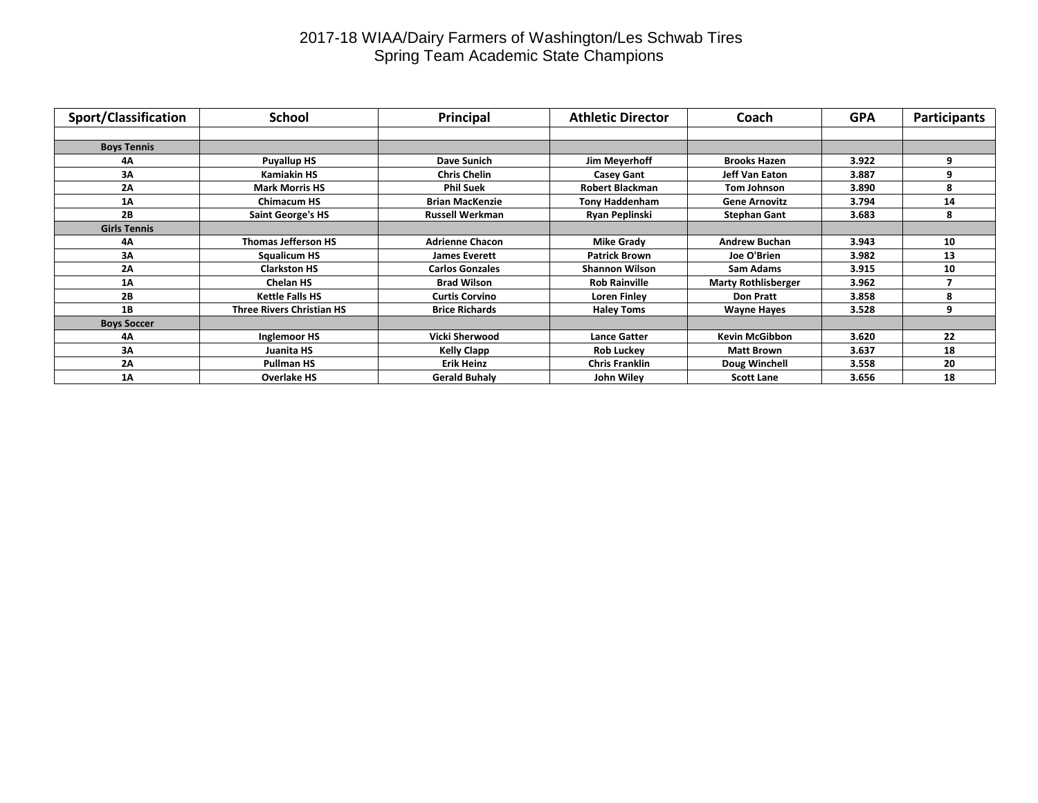# 2017-18 WIAA/Dairy Farmers of Washington/Les Schwab Tires
## Spring Team Academic State Champions

| Sport/Classification | School | Principal | Athletic Director | Coach | GPA | Participants |
|---|---|---|---|---|---|---|
| | | | | | | |
| **Boys Tennis** | | | | | | |
| 4A | Puyallup HS | Dave Sunich | Jim Meyerhoff | Brooks Hazen | 3.922 | 9 |
| 3A | Kamiakin HS | Chris Chelin | Casey Gant | Jeff Van Eaton | 3.887 | 9 |
| 2A | Mark Morris HS | Phil Suek | Robert Blackman | Tom Johnson | 3.890 | 8 |
| 1A | Chimacum HS | Brian MacKenzie | Tony Haddenham | Gene Arnovitz | 3.794 | 14 |
| 2B | Saint George's HS | Russell Werkman | Ryan Peplinski | Stephan Gant | 3.683 | 8 |
| **Girls Tennis** | | | | | | |
| 4A | Thomas Jefferson HS | Adrienne Chacon | Mike Grady | Andrew Buchan | 3.943 | 10 |
| 3A | Squalicum HS | James Everett | Patrick Brown | Joe O'Brien | 3.982 | 13 |
| 2A | Clarkston HS | Carlos Gonzales | Shannon Wilson | Sam Adams | 3.915 | 10 |
| 1A | Chelan HS | Brad Wilson | Rob Rainville | Marty Rothlisberger | 3.962 | 7 |
| 2B | Kettle Falls HS | Curtis Corvino | Loren Finley | Don Pratt | 3.858 | 8 |
| 1B | Three Rivers Christian HS | Brice Richards | Haley Toms | Wayne Hayes | 3.528 | 9 |
| **Boys Soccer** | | | | | | |
| 4A | Inglemoor HS | Vicki Sherwood | Lance Gatter | Kevin McGibbon | 3.620 | 22 |
| 3A | Juanita HS | Kelly Clapp | Rob Luckey | Matt Brown | 3.637 | 18 |
| 2A | Pullman HS | Erik Heinz | Chris Franklin | Doug Winchell | 3.558 | 20 |
| 1A | Overlake HS | Gerald Buhaly | John Wiley | Scott Lane | 3.656 | 18 |